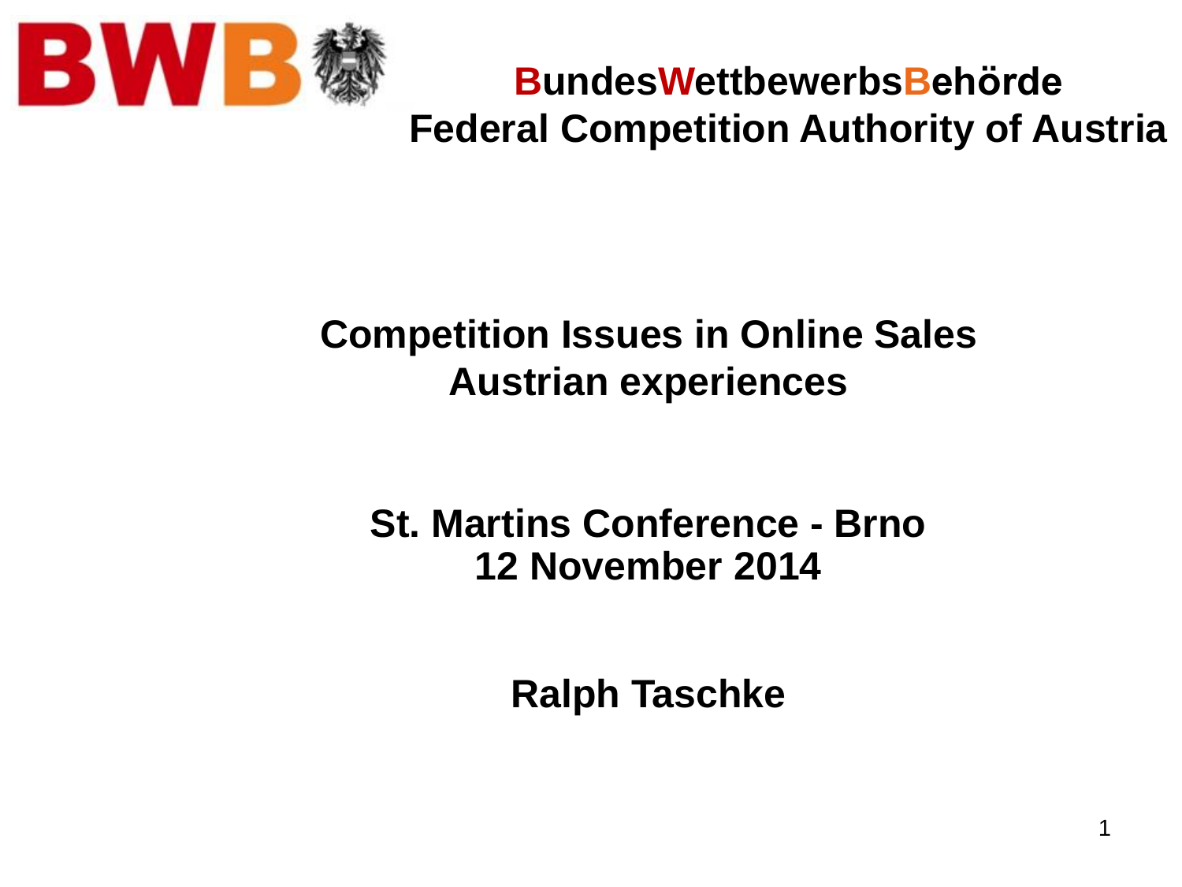**BWB**

**BundesWettbewerbsBehörde**
**Federal Competition Authority of Austria**

# Competition Issues in Online Sales
# Austrian experiences

**St. Martins Conference - Brno**
**12 November 2014**

**Ralph Taschke**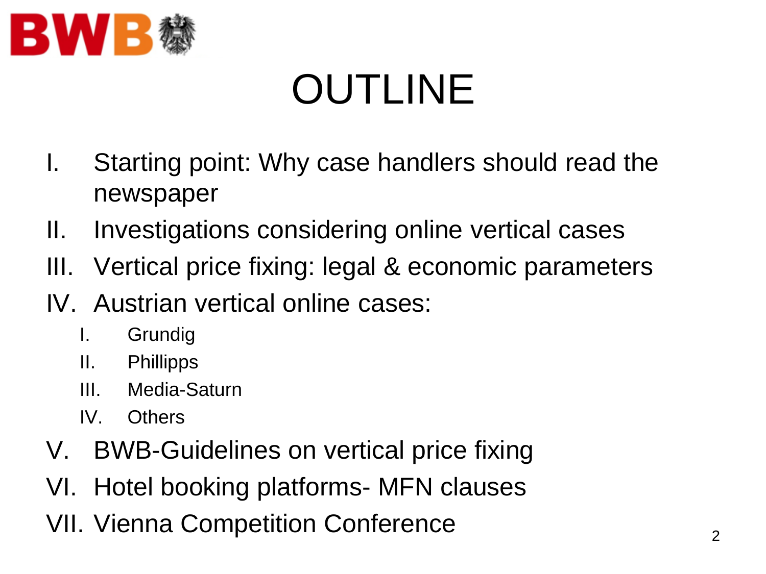# OUTLINE

I. Starting point: Why case handlers should read the newspaper

II. Investigations considering online vertical cases

III. Vertical price fixing: legal & economic parameters

IV. Austrian vertical online cases:

   I. Grundig

   II. Phillipps

   III. Media-Saturn

   IV. Others

V. BWB-Guidelines on vertical price fixing

VI. Hotel booking platforms- MFN clauses

VII. Vienna Competition Conference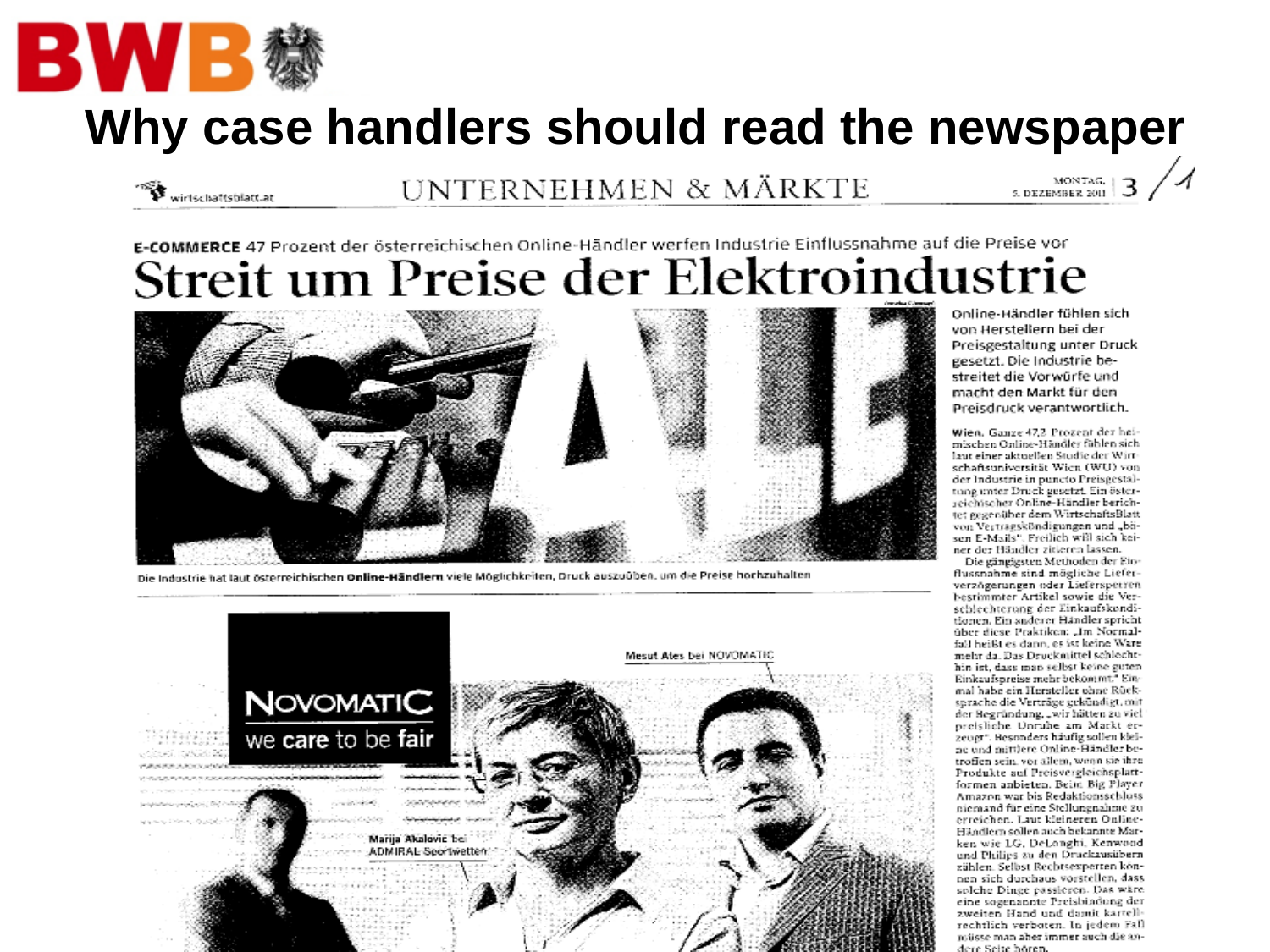# Why case handlers should read the newspaper

wirtschaftsblatt.at

UNTERNEHMEN & MÄRKTE

MONTAG, 5. DEZEMBER 2011

**E-COMMERCE** 47 Prozent der österreichischen Online-Händler werfen Industrie Einflussnahme auf die Preise vor

## Streit um Preise der Elektroindustrie

Die Industrie hat laut österreichischen **Online-Händlern** viele Möglichkeiten, Druck auszuüben, um die Preise hochzuhalten

Online-Händler fühlen sich von Herstellern bei der Preisgestaltung unter Druck gesetzt. Die Industrie bestreitet die Vorwürfe und macht den Markt für den Preisdruck verantwortlich.

**Wien.** Ganze 47,2 Prozent der heimischen Online-Händler fühlen sich laut einer aktuellen Studie der Wirtschaftsuniversität Wien (WU) von der Industrie in puncto Preisgestaltung unter Druck gesetzt. Ein österreichischer Online-Händler berichtet gegenüber dem WirtschaftsBlatt von Vertragskündigungen und „bösen E-Mails". Freilich will sich keiner der Händler zitieren lassen.

Die gängigsten Methoden der Einflussnahme sind mögliche Lieferverzögerungen oder Liefersperren bestimmter Artikel sowie die Verschlechterung der Einkaufskonditionen. Ein anderer Händler spricht über diese Praktiken: „Im Normalfall heißt es dann, es ist keine Ware mehr da. Das Druckmittel schlechthin ist, dass man selbst keine guten Einkaufspreise mehr bekommt." Einmal habe ein Hersteller ohne Rücksprache die Verträge gekündigt, mit der Begründung, „wir hätten zu viel preisliche Unruhe am Markt erzeugt". Besonders häufig sollen kleine und mittlere Online-Händler betroffen sein, vor allem, wenn sie ihre Produkte auf Preisvergleichsplattformen anbieten. Beim Big Player Amazon war bis Redaktionsschluss niemand für eine Stellungnahme zu erreichen. Laut kleineren Online-Händlern sollen auch bekannte Marken wie LG, DeLonghi, Kenwood und Philips zu den Druckausübern zählen. Selbst Rechtsexperten können sich durchaus vorstellen, dass solche Dinge passieren. Das wäre eine sogenannte Preisbindung der zweiten Hand und damit kartellrechtlich verboten. In jedem Fall müsse man aber immer auch die andere Seite hören.

NOVOMATIC we care to be fair

Mesut Ales bei NOVOMATIC

Marija Akalovic bei ADMIRAL Sportwetten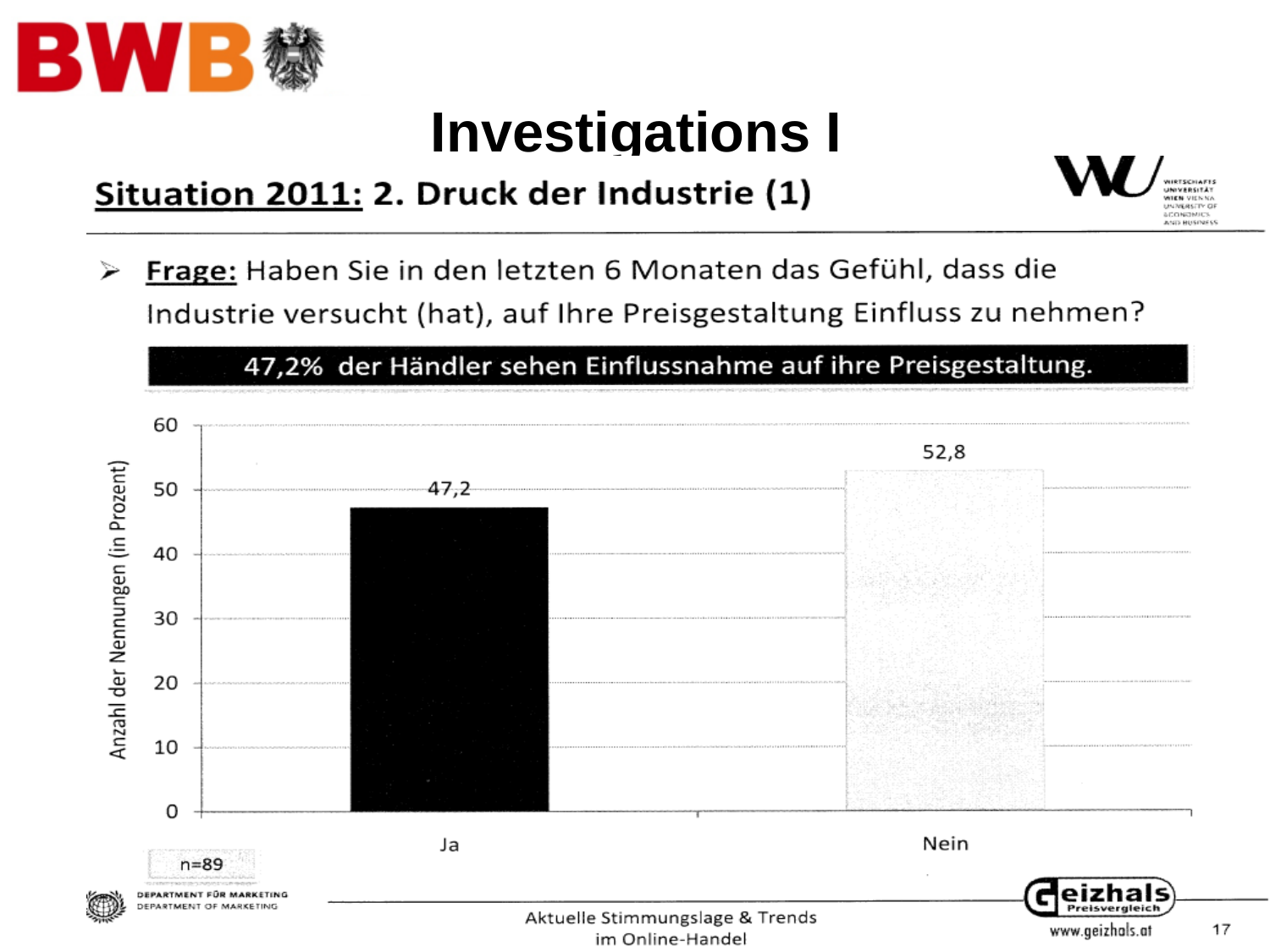# Investigations I

## Situation 2011: 2. Druck der Industrie (1)

- **Frage:** Haben Sie in den letzten 6 Monaten das Gefühl, dass die Industrie versucht (hat), auf Ihre Preisgestaltung Einfluss zu nehmen?

**47,2% der Händler sehen Einflussnahme auf ihre Preisgestaltung.**

| | Anzahl der Nennungen (in Prozent) |
|---|---|
| Ja | 47,2 |
| Nein | 52,8 |

n=89

Aktuelle Stimmungslage & Trends im Online-Handel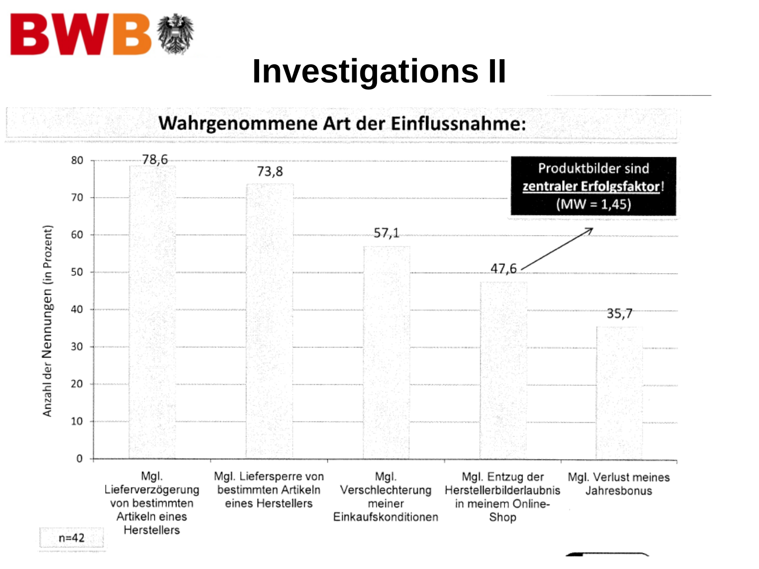# Investigations II

## Wahrgenommene Art der Einflussnahme:

| Art der Einflussnahme | Anzahl der Nennungen (in Prozent) |
|---|---|
| Mgl. Lieferverzögerung von bestimmten Artikeln eines Herstellers | 78,6 |
| Mgl. Liefersperre von bestimmten Artikeln eines Herstellers | 73,8 |
| Mgl. Verschlechterung meiner Einkaufskonditionen | 57,1 |
| Mgl. Entzug der Herstellerbilderlaubnis in meinem Online-Shop | 47,6 |
| Mgl. Verlust meines Jahresbonus | 35,7 |

Produktbilder sind **zentraler Erfolgsfaktor**! (MW = 1,45)

n=42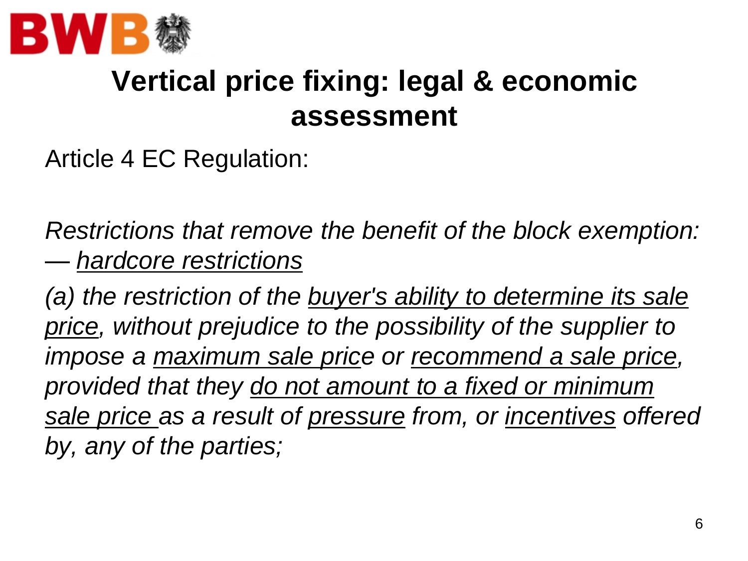# Vertical price fixing: legal & economic assessment

Article 4 EC Regulation:

*Restrictions that remove the benefit of the block exemption: — <u>hardcore restrictions</u>*

*(a) the restriction of the <u>buyer's ability to determine its sale price</u>, without prejudice to the possibility of the supplier to impose a <u>maximum sale price</u> or <u>recommend a sale price</u>, provided that they <u>do not amount to a fixed or minimum sale price</u> as a result of <u>pressure</u> from, or <u>incentives</u> offered by, any of the parties;*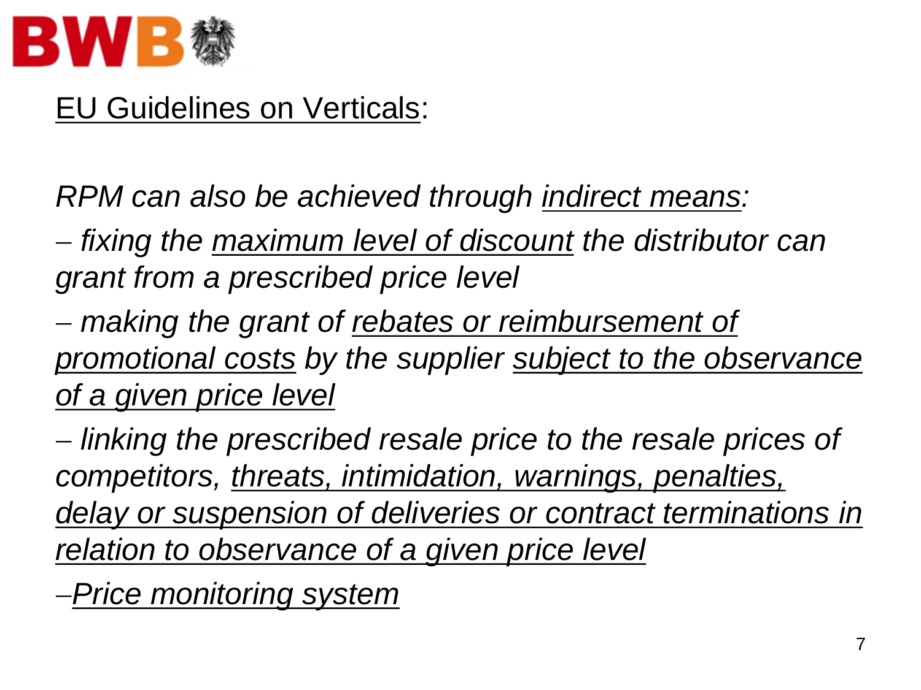## <u>EU Guidelines on Verticals</u>:

*RPM can also be achieved through <u>indirect means</u>:*

– *fixing the <u>maximum level of discount</u> the distributor can grant from a prescribed price level*

– *making the grant of <u>rebates or reimbursement of promotional costs</u> by the supplier <u>subject to the observance of a given price level</u>*

– *linking the prescribed resale price to the resale prices of competitors, <u>threats, intimidation, warnings, penalties, delay or suspension of deliveries or contract terminations in relation to observance of a given price level</u>*

–*<u>Price monitoring system</u>*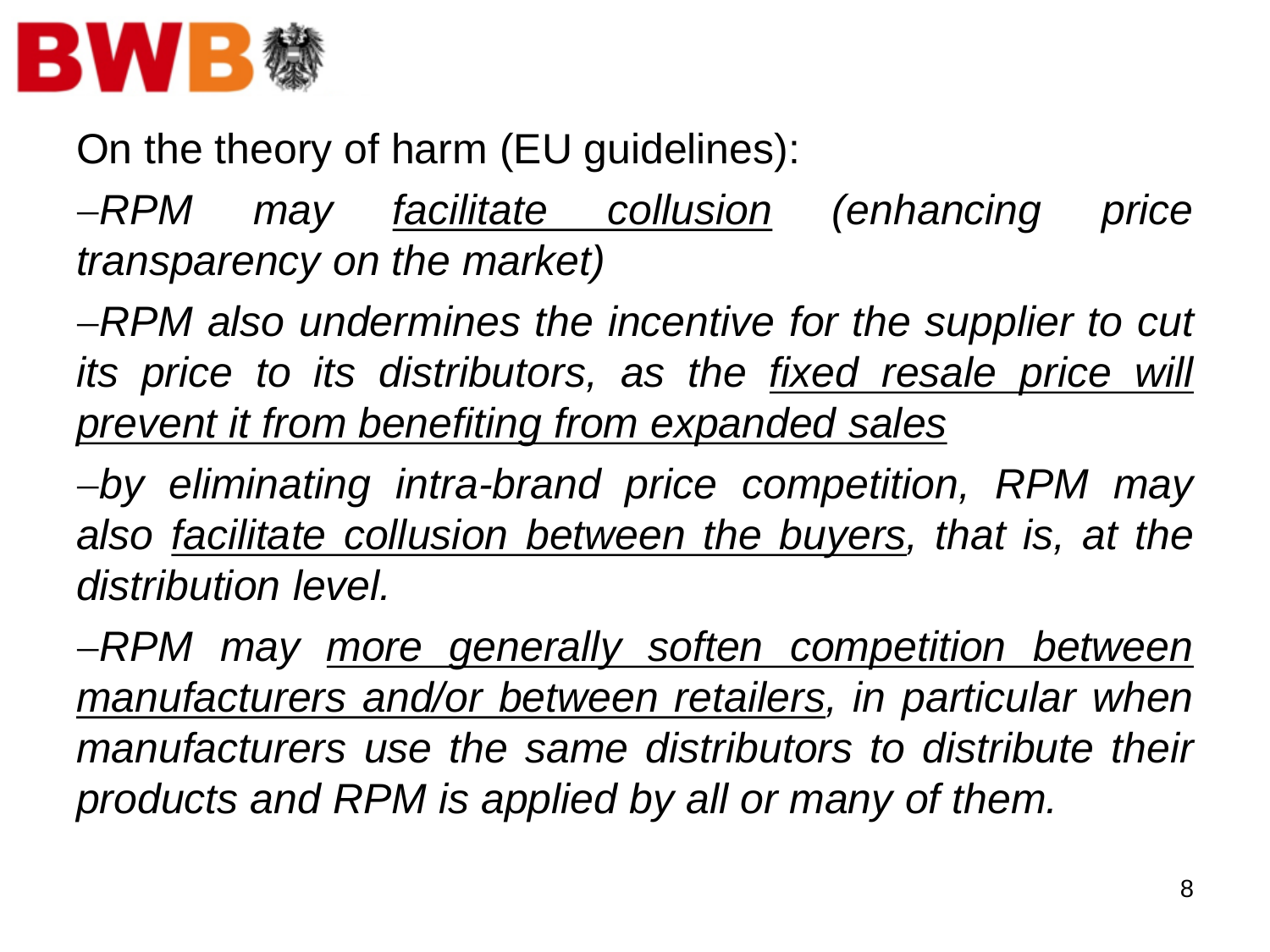On the theory of harm (EU guidelines):

- *RPM may <u>facilitate collusion</u> (enhancing price transparency on the market)*
- *RPM also undermines the incentive for the supplier to cut its price to its distributors, as the <u>fixed resale price will prevent it from benefiting from expanded sales</u>*
- *by eliminating intra-brand price competition, RPM may also <u>facilitate collusion between the buyers</u>, that is, at the distribution level.*
- *RPM may <u>more generally soften competition between manufacturers and/or between retailers</u>, in particular when manufacturers use the same distributors to distribute their products and RPM is applied by all or many of them.*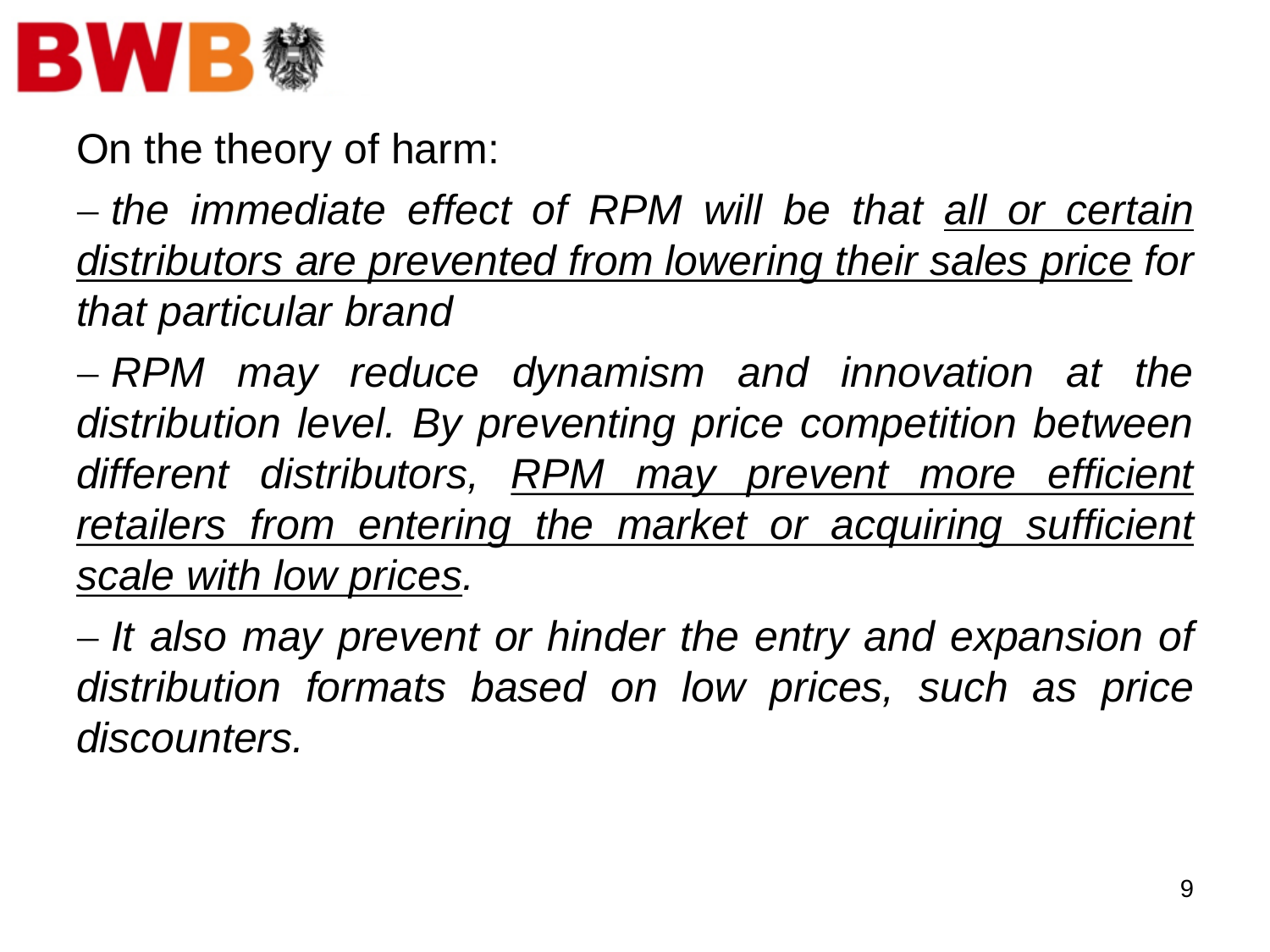On the theory of harm:

– *the immediate effect of RPM will be that <u>all or certain distributors are prevented from lowering their sales price</u> for that particular brand*

– *RPM may reduce dynamism and innovation at the distribution level. By preventing price competition between different distributors, <u>RPM may prevent more efficient retailers from entering the market or acquiring sufficient scale with low prices</u>.*

– *It also may prevent or hinder the entry and expansion of distribution formats based on low prices, such as price discounters.*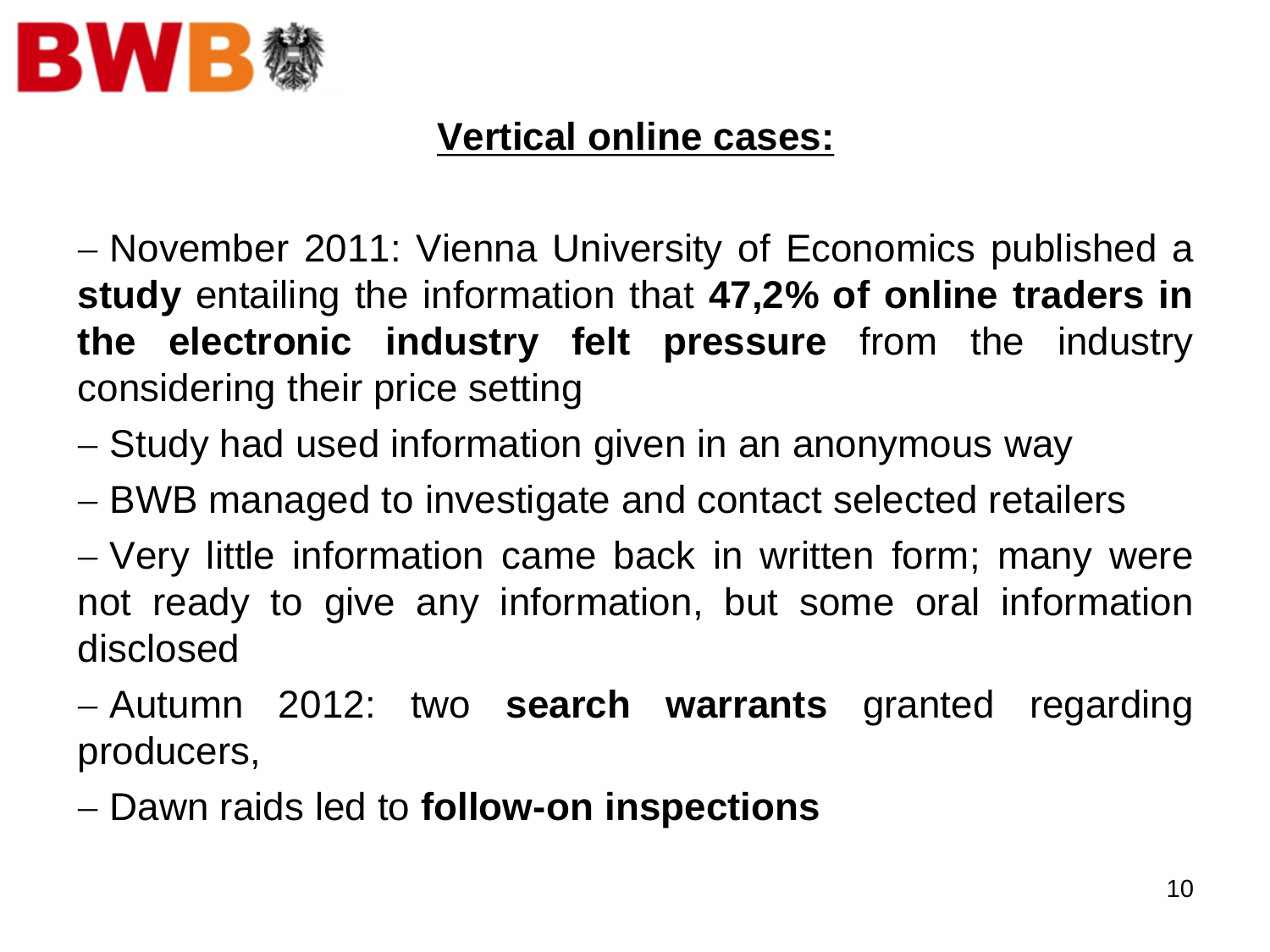## Vertical online cases:

- November 2011: Vienna University of Economics published a **study** entailing the information that **47,2% of online traders in the electronic industry felt pressure** from the industry considering their price setting
- Study had used information given in an anonymous way
- BWB managed to investigate and contact selected retailers
- Very little information came back in written form; many were not ready to give any information, but some oral information disclosed
- Autumn 2012: two **search warrants** granted regarding producers,
- Dawn raids led to **follow-on inspections**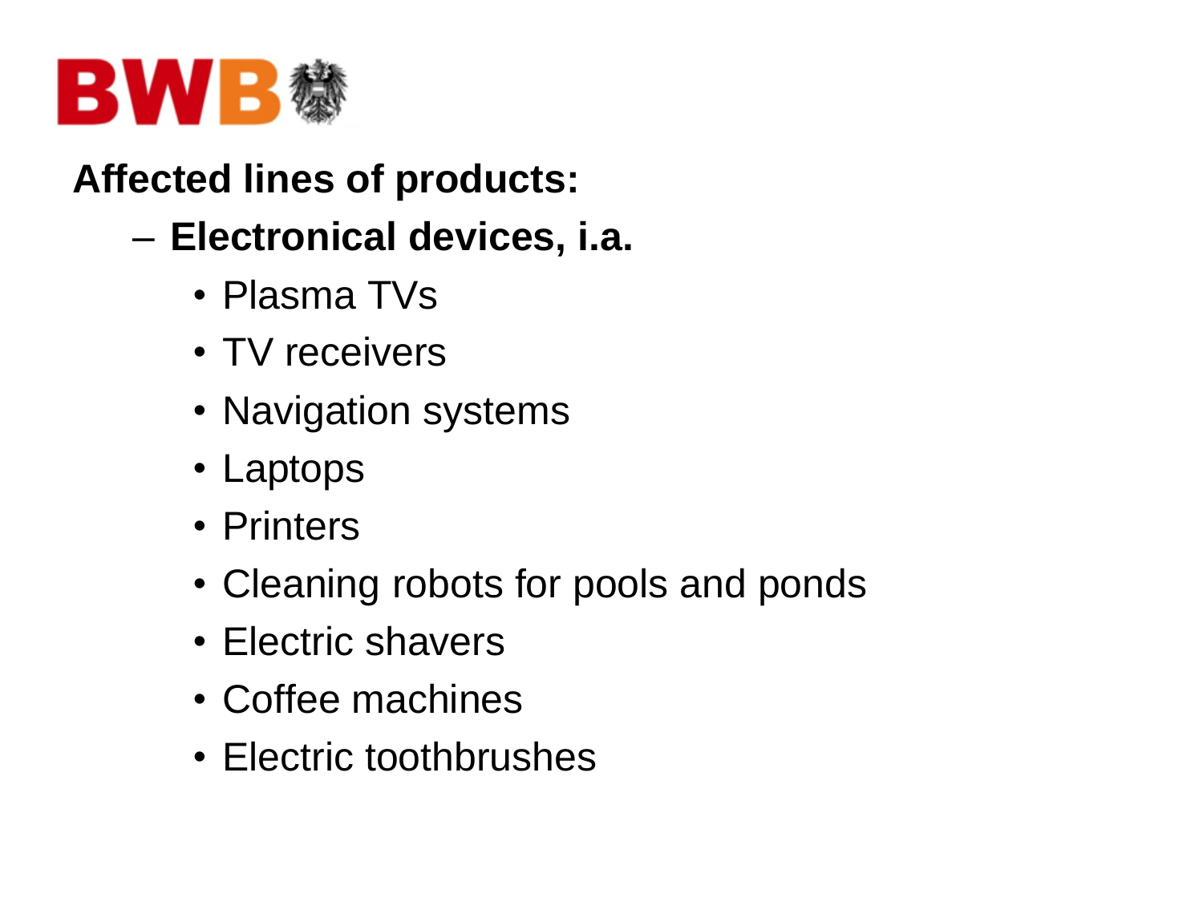**Affected lines of products:**

- **Electronical devices, i.a.**
  - Plasma TVs
  - TV receivers
  - Navigation systems
  - Laptops
  - Printers
  - Cleaning robots for pools and ponds
  - Electric shavers
  - Coffee machines
  - Electric toothbrushes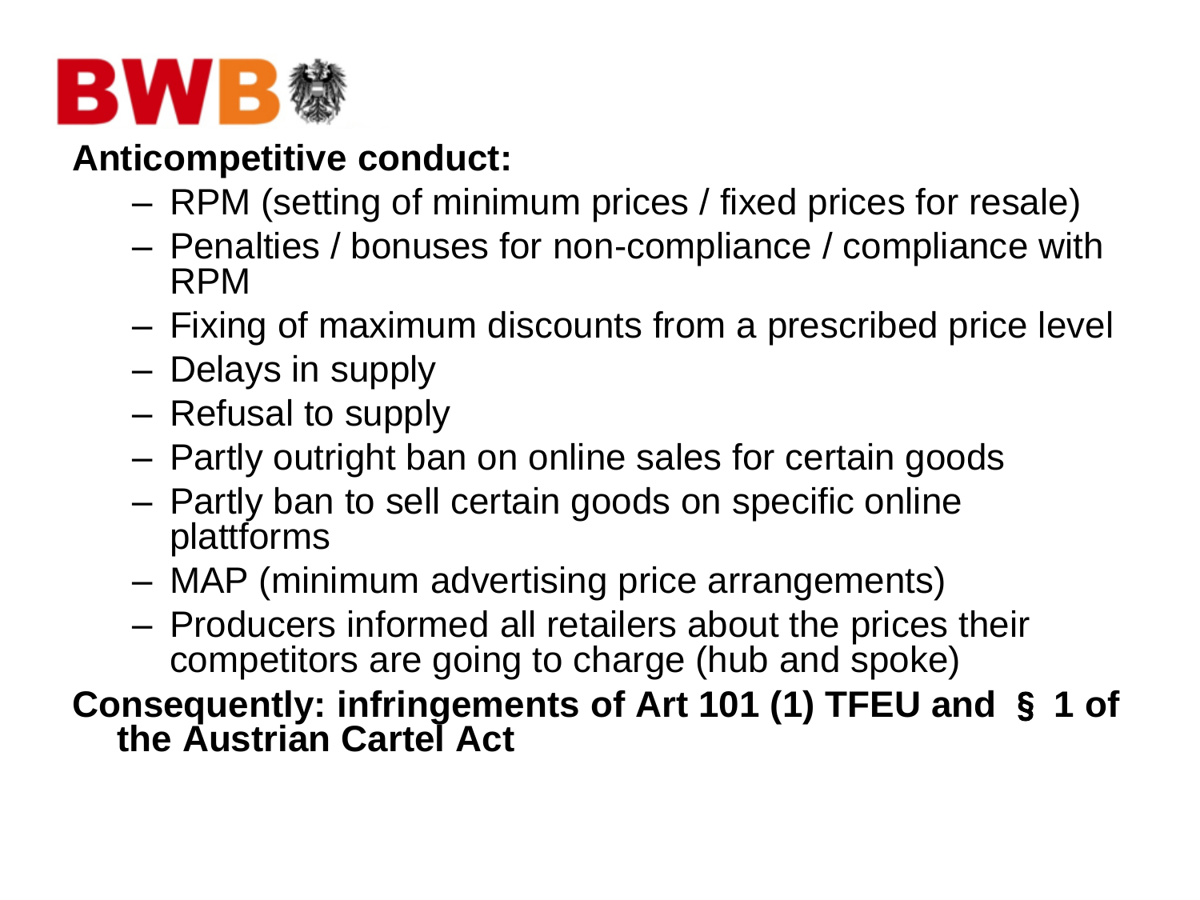**Anticompetitive conduct:**

- RPM (setting of minimum prices / fixed prices for resale)
- Penalties / bonuses for non-compliance / compliance with RPM
- Fixing of maximum discounts from a prescribed price level
- Delays in supply
- Refusal to supply
- Partly outright ban on online sales for certain goods
- Partly ban to sell certain goods on specific online plattforms
- MAP (minimum advertising price arrangements)
- Producers informed all retailers about the prices their competitors are going to charge (hub and spoke)

**Consequently: infringements of Art 101 (1) TFEU and § 1 of the Austrian Cartel Act**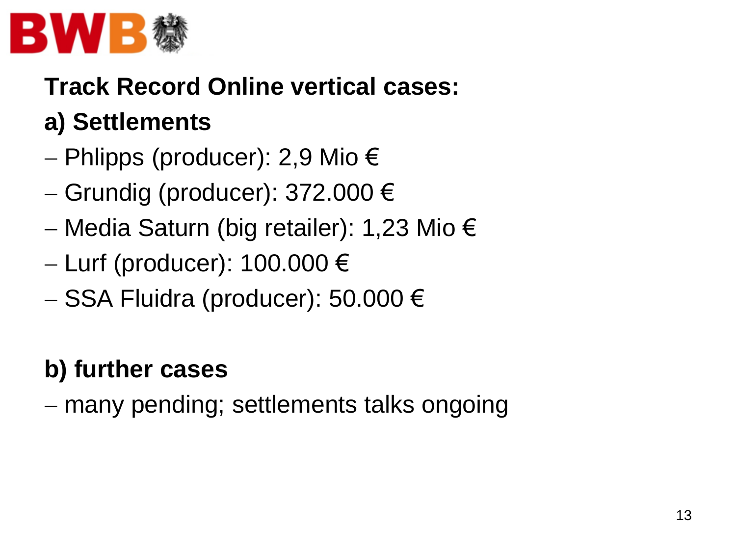BWB

## Track Record Online vertical cases:

## a) Settlements

- Phlipps (producer): 2,9 Mio €
- Grundig (producer): 372.000 €
- Media Saturn (big retailer): 1,23 Mio €
- Lurf (producer): 100.000 €
- SSA Fluidra (producer): 50.000 €

## b) further cases

- many pending; settlements talks ongoing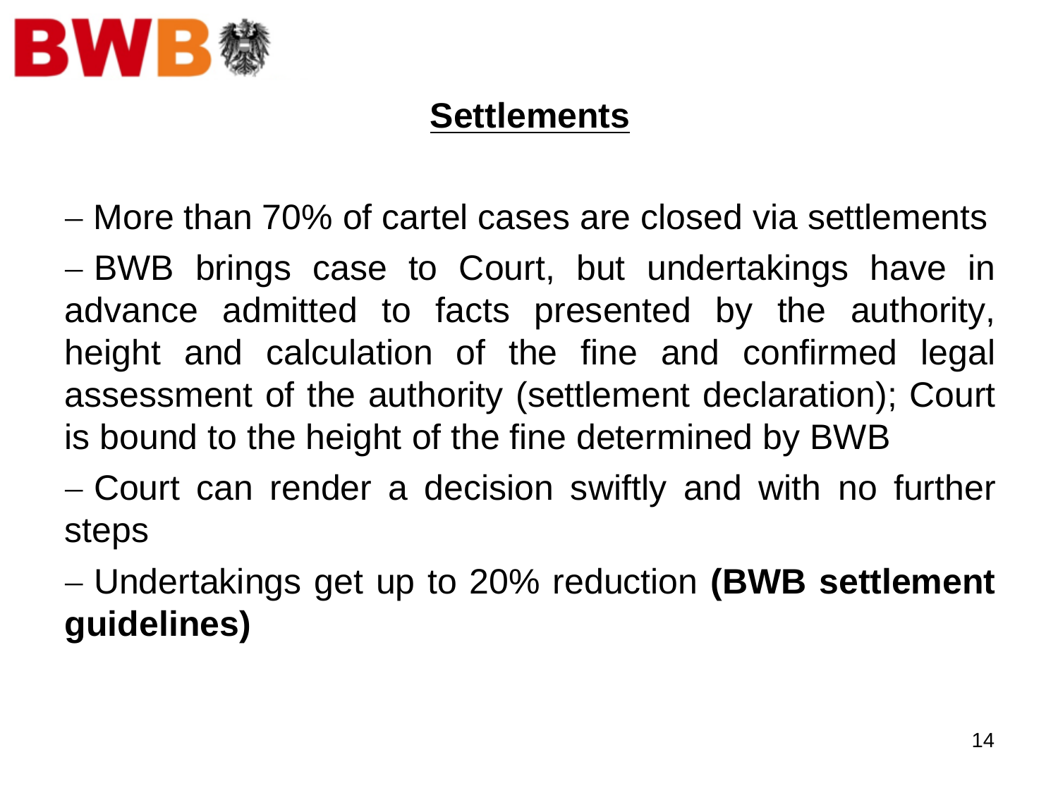## Settlements

- More than 70% of cartel cases are closed via settlements
- BWB brings case to Court, but undertakings have in advance admitted to facts presented by the authority, height and calculation of the fine and confirmed legal assessment of the authority (settlement declaration); Court is bound to the height of the fine determined by BWB
- Court can render a decision swiftly and with no further steps
- Undertakings get up to 20% reduction **(BWB settlement guidelines)**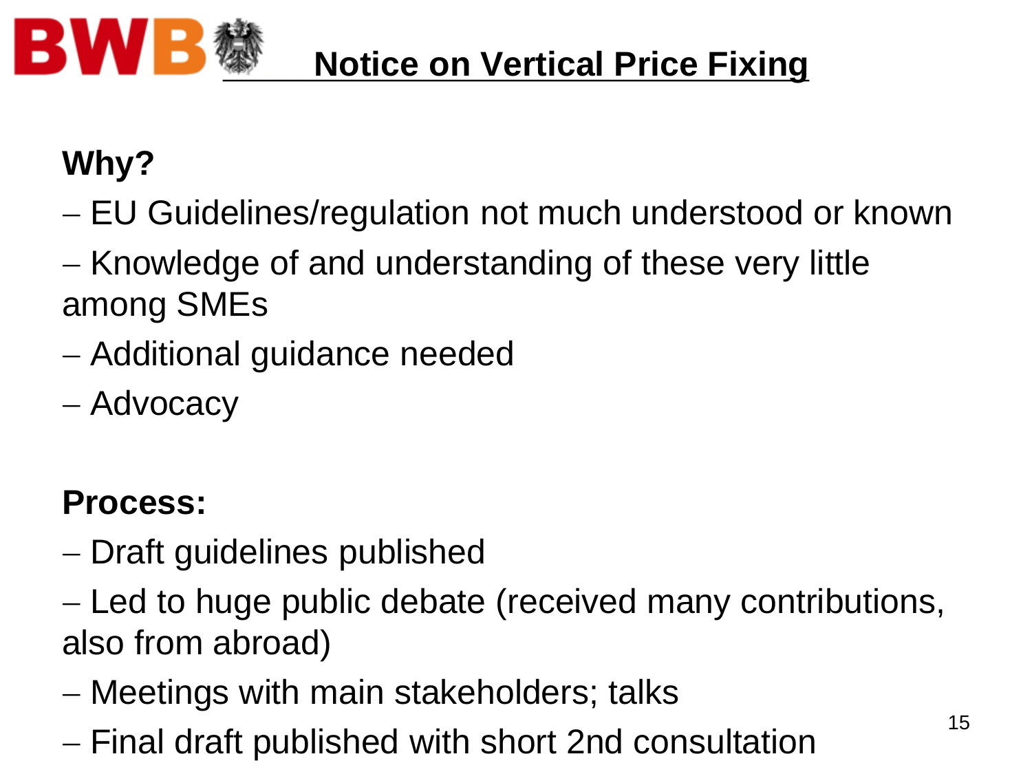# Notice on Vertical Price Fixing

**Why?**

- EU Guidelines/regulation not much understood or known
- Knowledge of and understanding of these very little among SMEs
- Additional guidance needed
- Advocacy

**Process:**

- Draft guidelines published
- Led to huge public debate (received many contributions, also from abroad)
- Meetings with main stakeholders; talks
- Final draft published with short 2nd consultation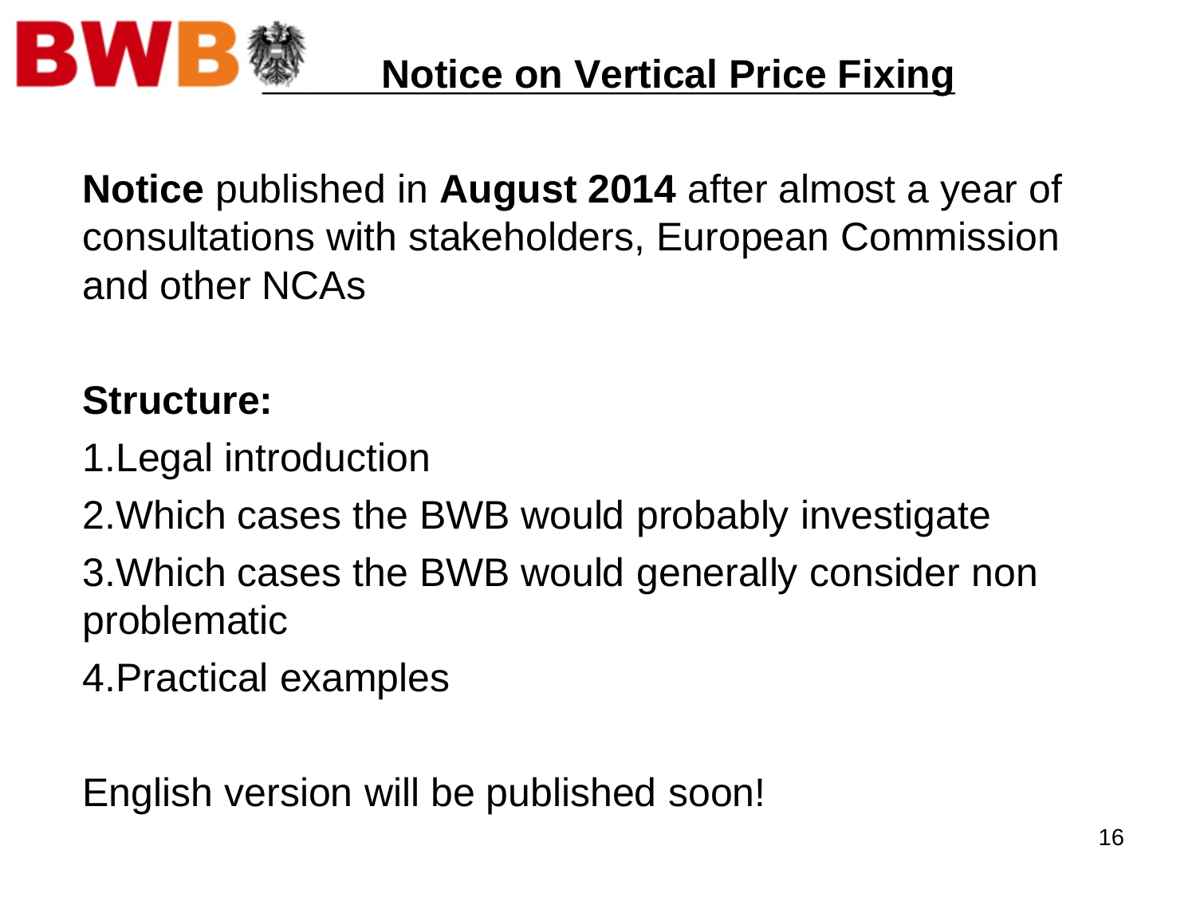# BWB Notice on Vertical Price Fixing

**Notice** published in **August 2014** after almost a year of consultations with stakeholders, European Commission and other NCAs

**Structure:**

1. Legal introduction
2. Which cases the BWB would probably investigate
3. Which cases the BWB would generally consider non problematic
4. Practical examples

English version will be published soon!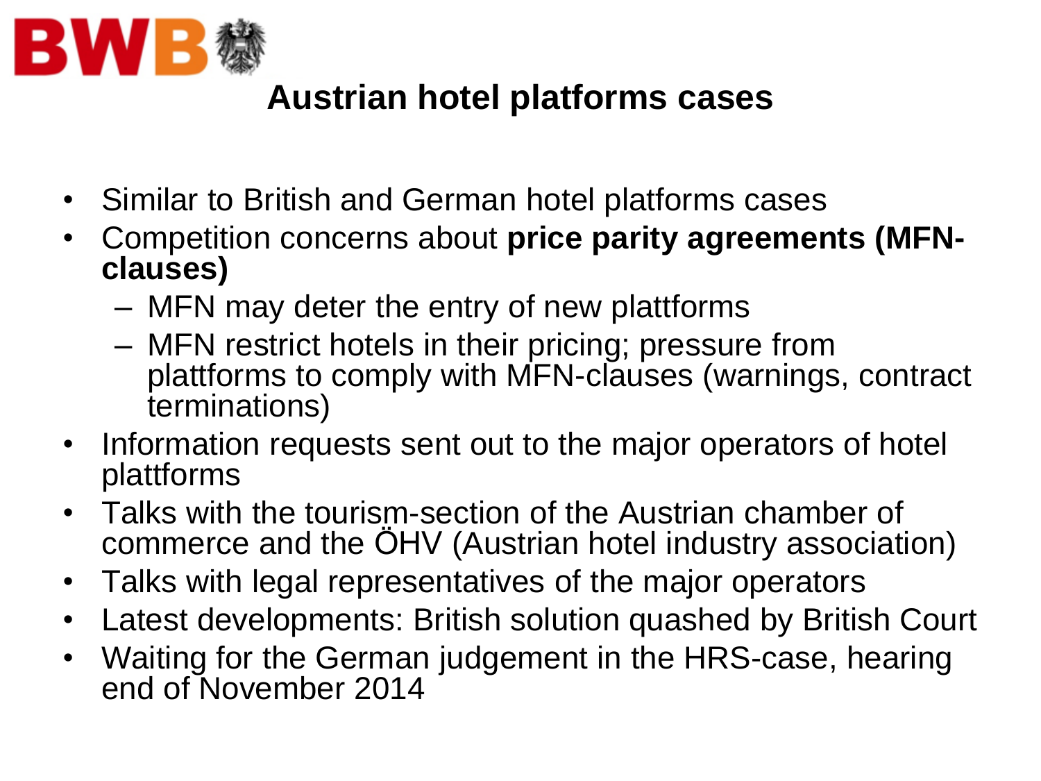BWB

# Austrian hotel platforms cases

- Similar to British and German hotel platforms cases
- Competition concerns about **price parity agreements (MFN-clauses)**
  - MFN may deter the entry of new plattforms
  - MFN restrict hotels in their pricing; pressure from plattforms to comply with MFN-clauses (warnings, contract terminations)
- Information requests sent out to the major operators of hotel plattforms
- Talks with the tourism-section of the Austrian chamber of commerce and the ÖHV (Austrian hotel industry association)
- Talks with legal representatives of the major operators
- Latest developments: British solution quashed by British Court
- Waiting for the German judgement in the HRS-case, hearing end of November 2014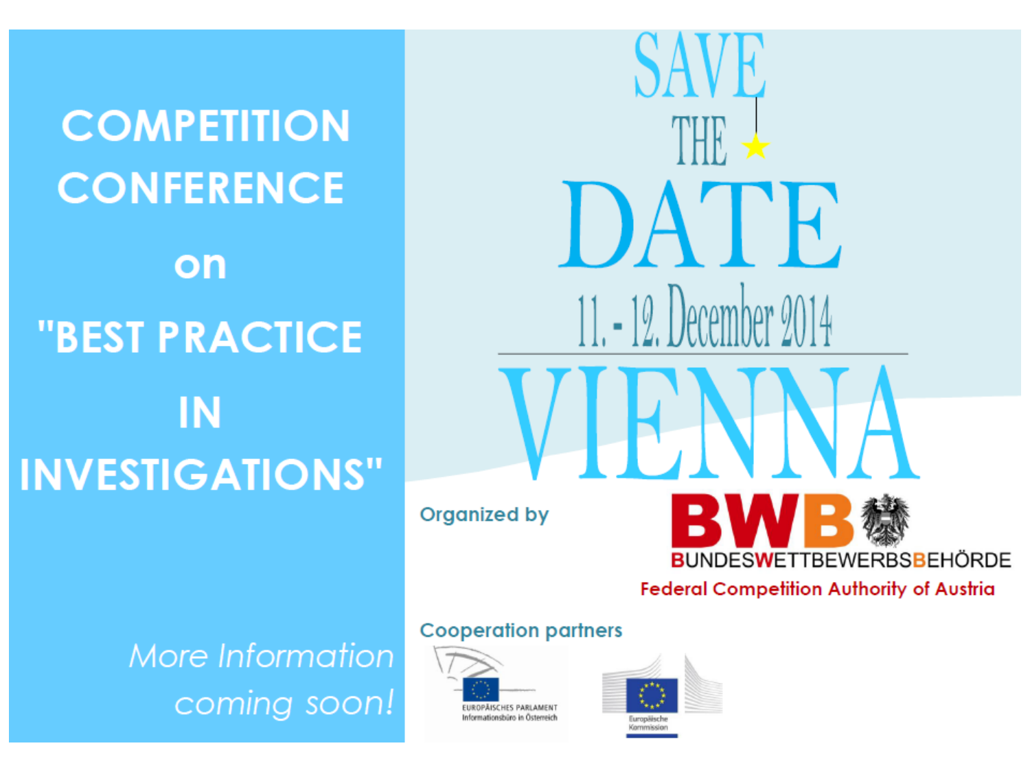# COMPETITION CONFERENCE on "BEST PRACTICE IN INVESTIGATIONS"

*More Information coming soon!*

# SAVE THE DATE

## 11. - 12. December 2014

# VIENNA

Organized by

**BWB** BUNDESWETTBEWERBSBEHÖRDE

Federal Competition Authority of Austria

Cooperation partners

EUROPÄISCHES PARLAMENT Informationsbüro in Österreich

Europäische Kommission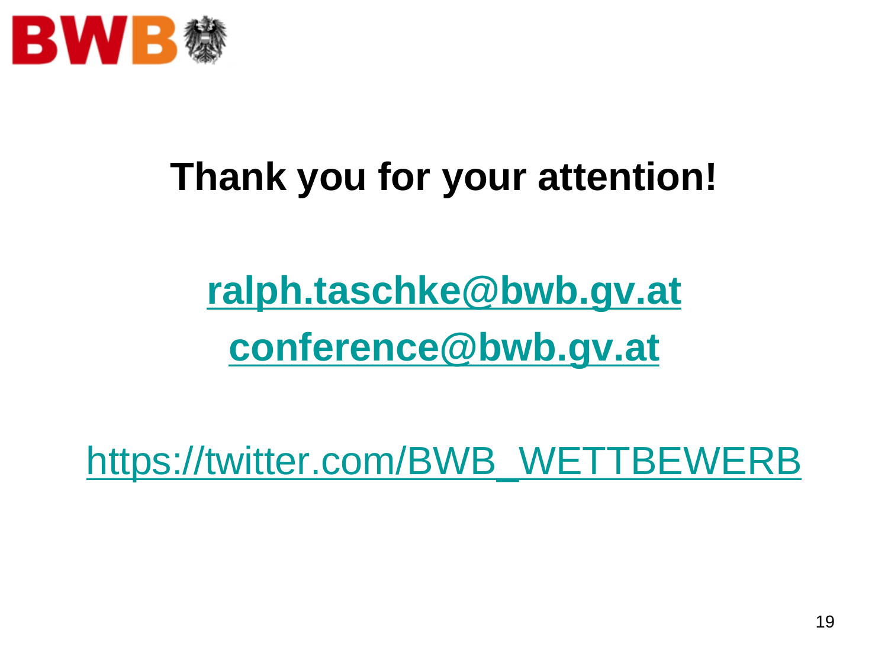BWB

# Thank you for your attention!

**ralph.taschke@bwb.gv.at**

**conference@bwb.gv.at**

https://twitter.com/BWB_WETTBEWERB